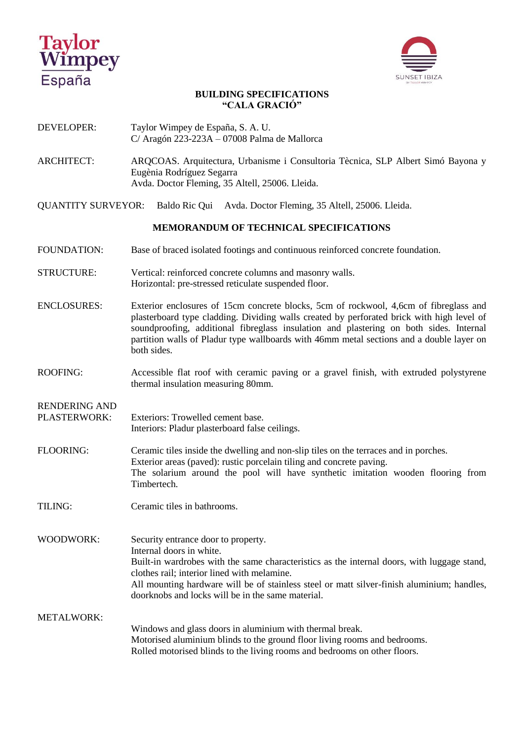Taylor Wimpey España

SUNSET IBIZA

# BUILDING SPECIFICATIONS
# "CALA GRACIÓ"

**DEVELOPER:** Taylor Wimpey de España, S. A. U.
C/ Aragón 223-223A – 07008 Palma de Mallorca

**ARCHITECT:** ARQCOAS. Arquitectura, Urbanisme i Consultoria Tècnica, SLP Albert Simó Bayona y Eugènia Rodríguez Segarra
Avda. Doctor Fleming, 35 Altell, 25006. Lleida.

**QUANTITY SURVEYOR:** Baldo Ric Qui Avda. Doctor Fleming, 35 Altell, 25006. Lleida.

## MEMORANDUM OF TECHNICAL SPECIFICATIONS

**FOUNDATION:** Base of braced isolated footings and continuous reinforced concrete foundation.

**STRUCTURE:** Vertical: reinforced concrete columns and masonry walls.
Horizontal: pre-stressed reticulate suspended floor.

**ENCLOSURES:** Exterior enclosures of 15cm concrete blocks, 5cm of rockwool, 4,6cm of fibreglass and plasterboard type cladding. Dividing walls created by perforated brick with high level of soundproofing, additional fibreglass insulation and plastering on both sides. Internal partition walls of Pladur type wallboards with 46mm metal sections and a double layer on both sides.

**ROOFING:** Accessible flat roof with ceramic paving or a gravel finish, with extruded polystyrene thermal insulation measuring 80mm.

**RENDERING AND PLASTERWORK:** Exteriors: Trowelled cement base.
Interiors: Pladur plasterboard false ceilings.

**FLOORING:** Ceramic tiles inside the dwelling and non-slip tiles on the terraces and in porches.
Exterior areas (paved): rustic porcelain tiling and concrete paving.
The solarium around the pool will have synthetic imitation wooden flooring from Timbertech.

**TILING:** Ceramic tiles in bathrooms.

**WOODWORK:** Security entrance door to property.
Internal doors in white.
Built-in wardrobes with the same characteristics as the internal doors, with luggage stand, clothes rail; interior lined with melamine.
All mounting hardware will be of stainless steel or matt silver-finish aluminium; handles, doorknobs and locks will be in the same material.

**METALWORK:** Windows and glass doors in aluminium with thermal break.
Motorised aluminium blinds to the ground floor living rooms and bedrooms.
Rolled motorised blinds to the living rooms and bedrooms on other floors.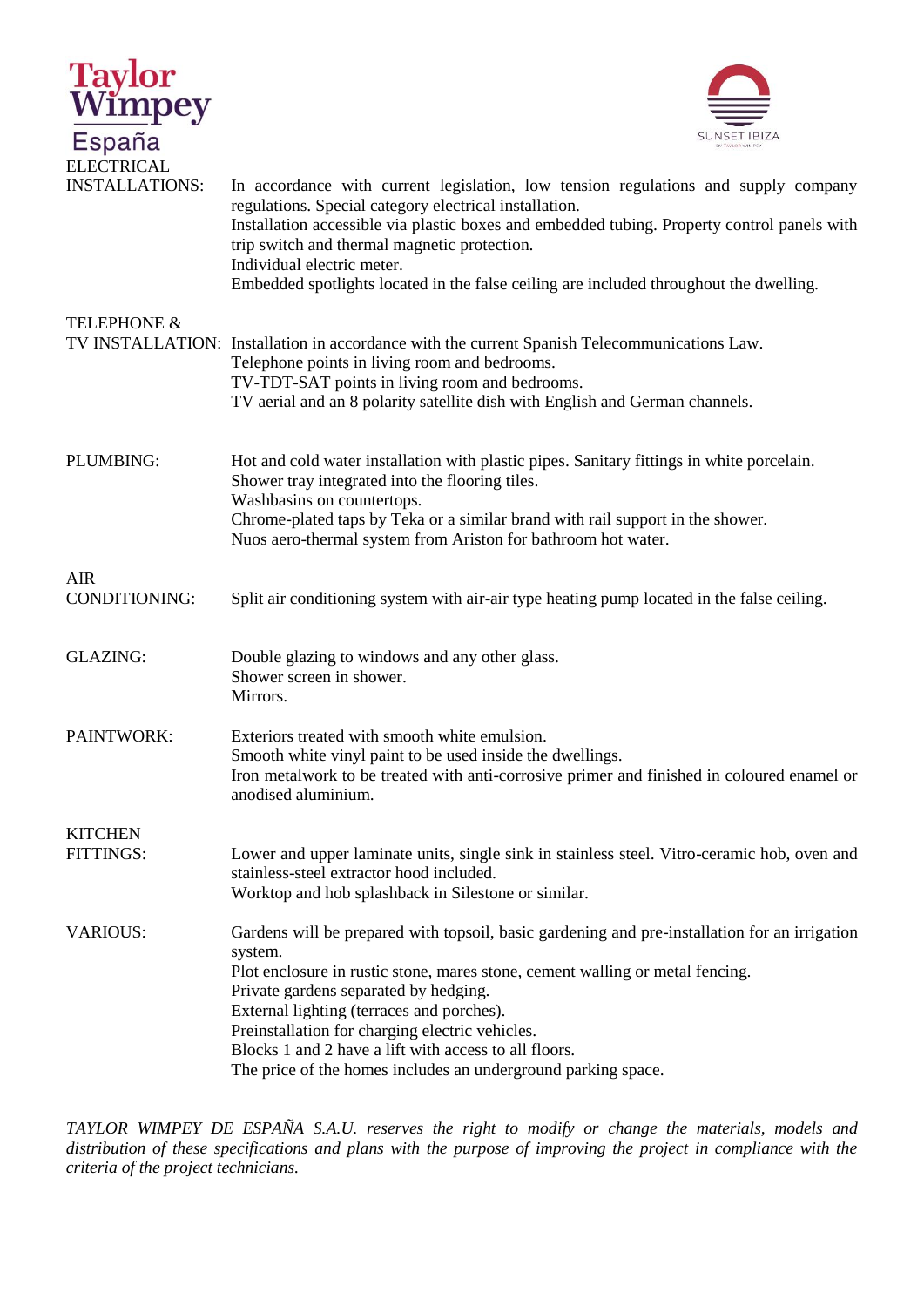**ELECTRICAL INSTALLATIONS:**

In accordance with current legislation, low tension regulations and supply company regulations. Special category electrical installation.
Installation accessible via plastic boxes and embedded tubing. Property control panels with trip switch and thermal magnetic protection.
Individual electric meter.
Embedded spotlights located in the false ceiling are included throughout the dwelling.

**TELEPHONE & TV INSTALLATION:**

Installation in accordance with the current Spanish Telecommunications Law.
Telephone points in living room and bedrooms.
TV-TDT-SAT points in living room and bedrooms.
TV aerial and an 8 polarity satellite dish with English and German channels.

**PLUMBING:**

Hot and cold water installation with plastic pipes. Sanitary fittings in white porcelain.
Shower tray integrated into the flooring tiles.
Washbasins on countertops.
Chrome-plated taps by Teka or a similar brand with rail support in the shower.
Nuos aero-thermal system from Ariston for bathroom hot water.

**AIR CONDITIONING:**

Split air conditioning system with air-air type heating pump located in the false ceiling.

**GLAZING:**

Double glazing to windows and any other glass.
Shower screen in shower.
Mirrors.

**PAINTWORK:**

Exteriors treated with smooth white emulsion.
Smooth white vinyl paint to be used inside the dwellings.
Iron metalwork to be treated with anti-corrosive primer and finished in coloured enamel or anodised aluminium.

**KITCHEN FITTINGS:**

Lower and upper laminate units, single sink in stainless steel. Vitro-ceramic hob, oven and stainless-steel extractor hood included.
Worktop and hob splashback in Silestone or similar.

**VARIOUS:**

Gardens will be prepared with topsoil, basic gardening and pre-installation for an irrigation system.
Plot enclosure in rustic stone, mares stone, cement walling or metal fencing.
Private gardens separated by hedging.
External lighting (terraces and porches).
Preinstallation for charging electric vehicles.
Blocks 1 and 2 have a lift with access to all floors.
The price of the homes includes an underground parking space.

*TAYLOR WIMPEY DE ESPAÑA S.A.U. reserves the right to modify or change the materials, models and distribution of these specifications and plans with the purpose of improving the project in compliance with the criteria of the project technicians.*